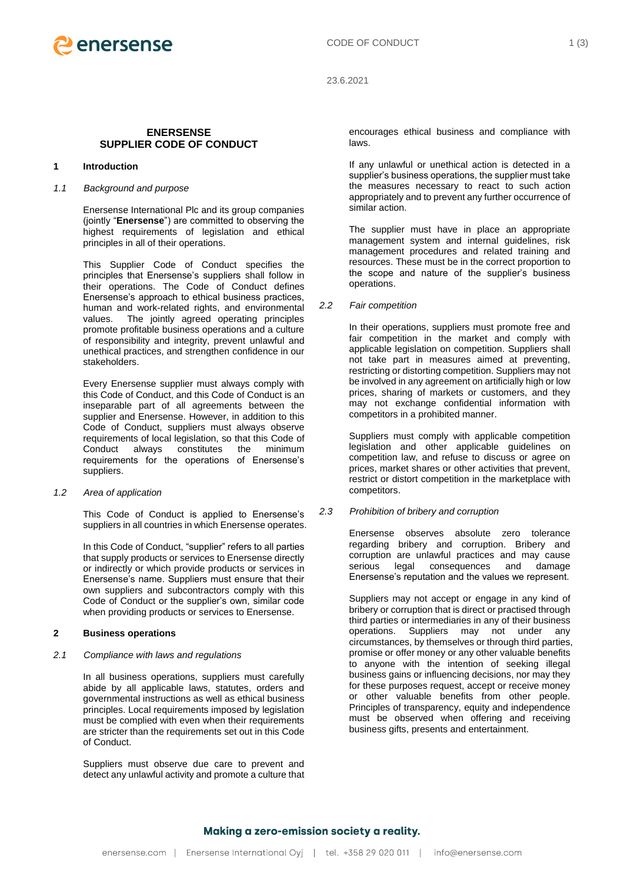23.6.2021

# ENERSENSE SUPPLIER CODE OF CONDUCT

## 1 Introduction

### *1.1 Background and purpose*

Enersense International Plc and its group companies (jointly "**Enersense**") are committed to observing the highest requirements of legislation and ethical principles in all of their operations.

This Supplier Code of Conduct specifies the principles that Enersense's suppliers shall follow in their operations. The Code of Conduct defines Enersense's approach to ethical business practices, human and work-related rights, and environmental values. The jointly agreed operating principles promote profitable business operations and a culture of responsibility and integrity, prevent unlawful and unethical practices, and strengthen confidence in our stakeholders.

Every Enersense supplier must always comply with this Code of Conduct, and this Code of Conduct is an inseparable part of all agreements between the supplier and Enersense. However, in addition to this Code of Conduct, suppliers must always observe requirements of local legislation, so that this Code of Conduct always constitutes the minimum requirements for the operations of Enersense's suppliers.

### *1.2 Area of application*

This Code of Conduct is applied to Enersense's suppliers in all countries in which Enersense operates.

In this Code of Conduct, "supplier" refers to all parties that supply products or services to Enersense directly or indirectly or which provide products or services in Enersense's name. Suppliers must ensure that their own suppliers and subcontractors comply with this Code of Conduct or the supplier's own, similar code when providing products or services to Enersense.

## 2 Business operations

### *2.1 Compliance with laws and regulations*

In all business operations, suppliers must carefully abide by all applicable laws, statutes, orders and governmental instructions as well as ethical business principles. Local requirements imposed by legislation must be complied with even when their requirements are stricter than the requirements set out in this Code of Conduct.

Suppliers must observe due care to prevent and detect any unlawful activity and promote a culture that encourages ethical business and compliance with laws.

If any unlawful or unethical action is detected in a supplier's business operations, the supplier must take the measures necessary to react to such action appropriately and to prevent any further occurrence of similar action.

The supplier must have in place an appropriate management system and internal guidelines, risk management procedures and related training and resources. These must be in the correct proportion to the scope and nature of the supplier's business operations.

### *2.2 Fair competition*

In their operations, suppliers must promote free and fair competition in the market and comply with applicable legislation on competition. Suppliers shall not take part in measures aimed at preventing, restricting or distorting competition. Suppliers may not be involved in any agreement on artificially high or low prices, sharing of markets or customers, and they may not exchange confidential information with competitors in a prohibited manner.

Suppliers must comply with applicable competition legislation and other applicable guidelines on competition law, and refuse to discuss or agree on prices, market shares or other activities that prevent, restrict or distort competition in the marketplace with competitors.

### *2.3 Prohibition of bribery and corruption*

Enersense observes absolute zero tolerance regarding bribery and corruption. Bribery and corruption are unlawful practices and may cause serious legal consequences and damage Enersense's reputation and the values we represent.

Suppliers may not accept or engage in any kind of bribery or corruption that is direct or practised through third parties or intermediaries in any of their business operations. Suppliers may not under any circumstances, by themselves or through third parties, promise or offer money or any other valuable benefits to anyone with the intention of seeking illegal business gains or influencing decisions, nor may they for these purposes request, accept or receive money or other valuable benefits from other people. Principles of transparency, equity and independence must be observed when offering and receiving business gifts, presents and entertainment.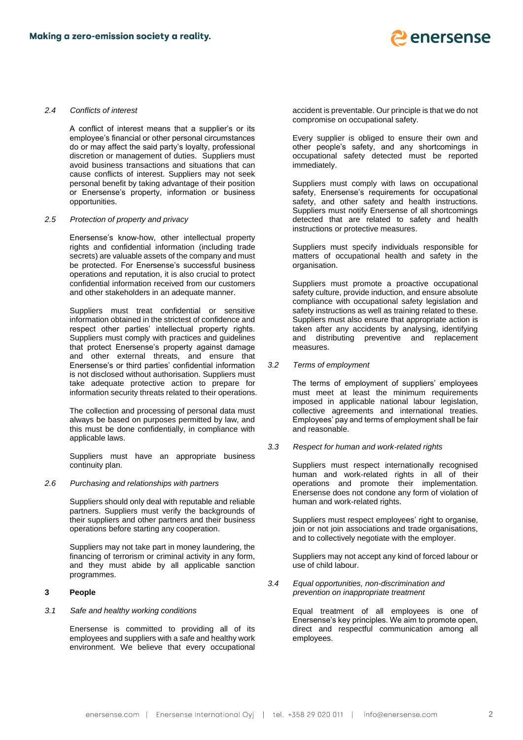### 2.4 *Conflicts of interest*

A conflict of interest means that a supplier's or its employee's financial or other personal circumstances do or may affect the said party's loyalty, professional discretion or management of duties. Suppliers must avoid business transactions and situations that can cause conflicts of interest. Suppliers may not seek personal benefit by taking advantage of their position or Enersense's property, information or business opportunities.

### 2.5 *Protection of property and privacy*

Enersense's know-how, other intellectual property rights and confidential information (including trade secrets) are valuable assets of the company and must be protected. For Enersense's successful business operations and reputation, it is also crucial to protect confidential information received from our customers and other stakeholders in an adequate manner.

Suppliers must treat confidential or sensitive information obtained in the strictest of confidence and respect other parties' intellectual property rights. Suppliers must comply with practices and guidelines that protect Enersense's property against damage and other external threats, and ensure that Enersense's or third parties' confidential information is not disclosed without authorisation. Suppliers must take adequate protective action to prepare for information security threats related to their operations.

The collection and processing of personal data must always be based on purposes permitted by law, and this must be done confidentially, in compliance with applicable laws.

Suppliers must have an appropriate business continuity plan.

### 2.6 *Purchasing and relationships with partners*

Suppliers should only deal with reputable and reliable partners. Suppliers must verify the backgrounds of their suppliers and other partners and their business operations before starting any cooperation.

Suppliers may not take part in money laundering, the financing of terrorism or criminal activity in any form, and they must abide by all applicable sanction programmes.

## 3 People

### 3.1 *Safe and healthy working conditions*

Enersense is committed to providing all of its employees and suppliers with a safe and healthy work environment. We believe that every occupational accident is preventable. Our principle is that we do not compromise on occupational safety.

Every supplier is obliged to ensure their own and other people's safety, and any shortcomings in occupational safety detected must be reported immediately.

Suppliers must comply with laws on occupational safety, Enersense's requirements for occupational safety, and other safety and health instructions. Suppliers must notify Enersense of all shortcomings detected that are related to safety and health instructions or protective measures.

Suppliers must specify individuals responsible for matters of occupational health and safety in the organisation.

Suppliers must promote a proactive occupational safety culture, provide induction, and ensure absolute compliance with occupational safety legislation and safety instructions as well as training related to these. Suppliers must also ensure that appropriate action is taken after any accidents by analysing, identifying and distributing preventive and replacement measures.

### 3.2 *Terms of employment*

The terms of employment of suppliers' employees must meet at least the minimum requirements imposed in applicable national labour legislation, collective agreements and international treaties. Employees' pay and terms of employment shall be fair and reasonable.

### 3.3 *Respect for human and work-related rights*

Suppliers must respect internationally recognised human and work-related rights in all of their operations and promote their implementation. Enersense does not condone any form of violation of human and work-related rights.

Suppliers must respect employees' right to organise, join or not join associations and trade organisations, and to collectively negotiate with the employer.

Suppliers may not accept any kind of forced labour or use of child labour.

### 3.4 *Equal opportunities, non-discrimination and prevention on inappropriate treatment*

Equal treatment of all employees is one of Enersense's key principles. We aim to promote open, direct and respectful communication among all employees.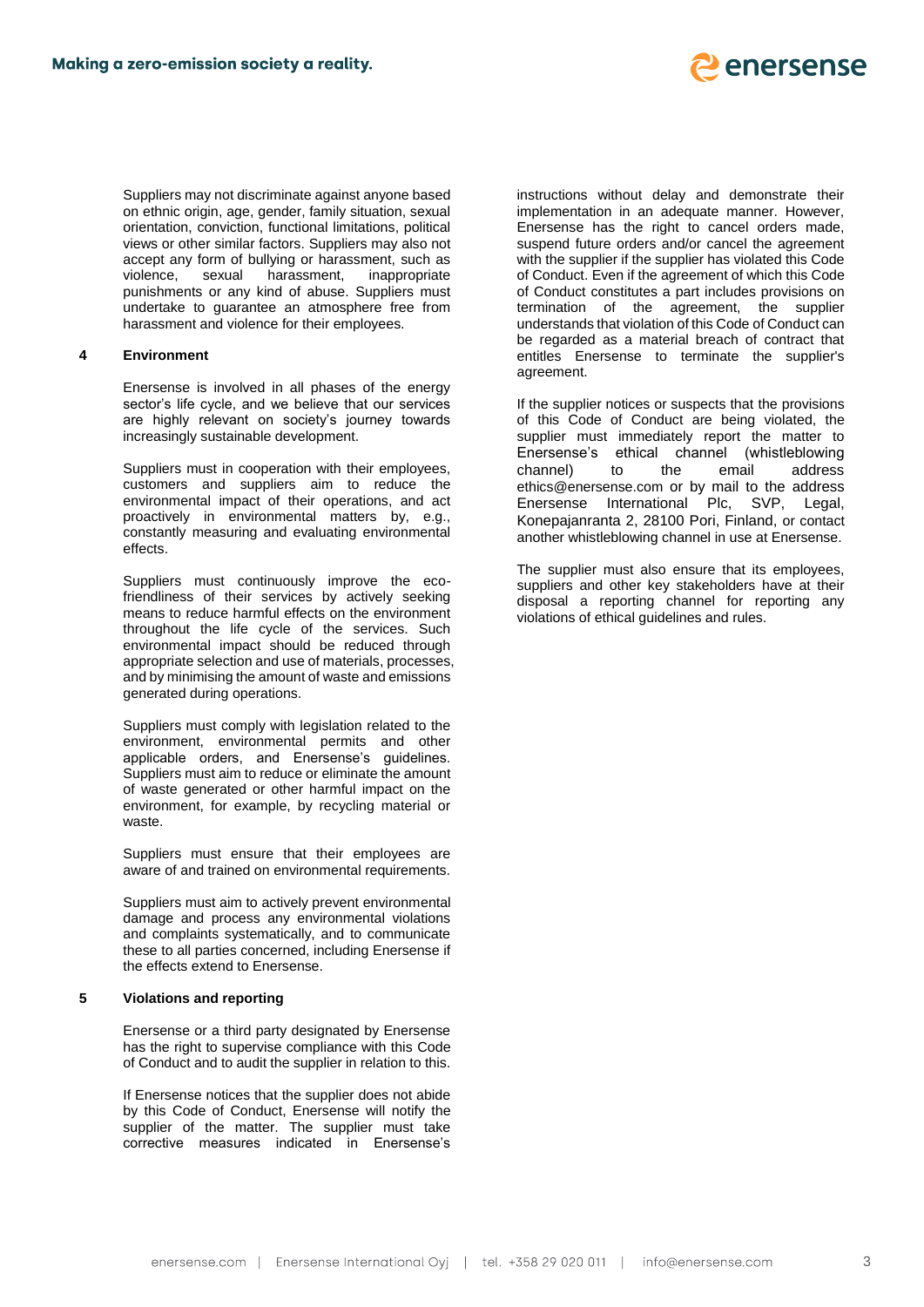Suppliers may not discriminate against anyone based on ethnic origin, age, gender, family situation, sexual orientation, conviction, functional limitations, political views or other similar factors. Suppliers may also not accept any form of bullying or harassment, such as violence, sexual harassment, inappropriate punishments or any kind of abuse. Suppliers must undertake to guarantee an atmosphere free from harassment and violence for their employees.

## 4 Environment

Enersense is involved in all phases of the energy sector's life cycle, and we believe that our services are highly relevant on society's journey towards increasingly sustainable development.

Suppliers must in cooperation with their employees, customers and suppliers aim to reduce the environmental impact of their operations, and act proactively in environmental matters by, e.g., constantly measuring and evaluating environmental effects.

Suppliers must continuously improve the eco-friendliness of their services by actively seeking means to reduce harmful effects on the environment throughout the life cycle of the services. Such environmental impact should be reduced through appropriate selection and use of materials, processes, and by minimising the amount of waste and emissions generated during operations.

Suppliers must comply with legislation related to the environment, environmental permits and other applicable orders, and Enersense's guidelines. Suppliers must aim to reduce or eliminate the amount of waste generated or other harmful impact on the environment, for example, by recycling material or waste.

Suppliers must ensure that their employees are aware of and trained on environmental requirements.

Suppliers must aim to actively prevent environmental damage and process any environmental violations and complaints systematically, and to communicate these to all parties concerned, including Enersense if the effects extend to Enersense.

## 5 Violations and reporting

Enersense or a third party designated by Enersense has the right to supervise compliance with this Code of Conduct and to audit the supplier in relation to this.

If Enersense notices that the supplier does not abide by this Code of Conduct, Enersense will notify the supplier of the matter. The supplier must take corrective measures indicated in Enersense's instructions without delay and demonstrate their implementation in an adequate manner. However, Enersense has the right to cancel orders made, suspend future orders and/or cancel the agreement with the supplier if the supplier has violated this Code of Conduct. Even if the agreement of which this Code of Conduct constitutes a part includes provisions on termination of the agreement, the supplier understands that violation of this Code of Conduct can be regarded as a material breach of contract that entitles Enersense to terminate the supplier's agreement.

If the supplier notices or suspects that the provisions of this Code of Conduct are being violated, the supplier must immediately report the matter to Enersense's ethical channel (whistleblowing channel) to the email address ethics@enersense.com or by mail to the address Enersense International Plc, SVP, Legal, Konepajanranta 2, 28100 Pori, Finland, or contact another whistleblowing channel in use at Enersense.

The supplier must also ensure that its employees, suppliers and other key stakeholders have at their disposal a reporting channel for reporting any violations of ethical guidelines and rules.